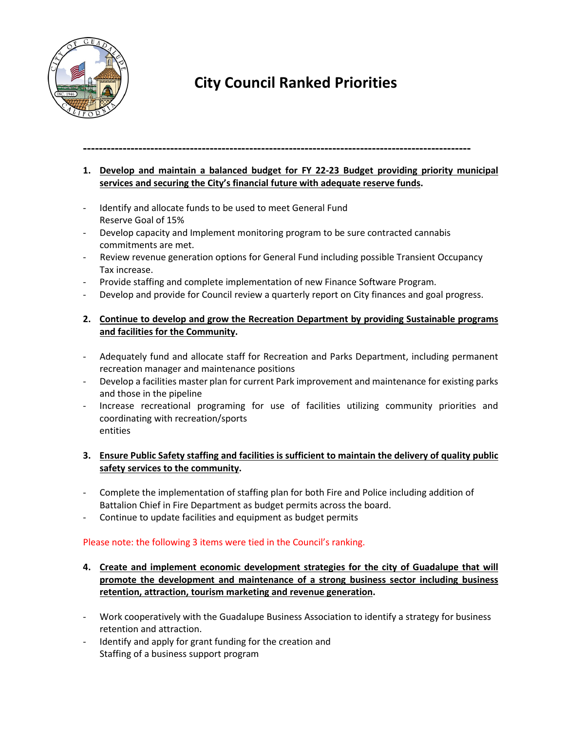# City Council Ranked Priorities

---

1. **Develop and maintain a balanced budget for FY 22-23 Budget providing priority municipal services and securing the City's financial future with adequate reserve funds.**

- Identify and allocate funds to be used to meet General Fund Reserve Goal of 15%
- Develop capacity and Implement monitoring program to be sure contracted cannabis commitments are met.
- Review revenue generation options for General Fund including possible Transient Occupancy Tax increase.
- Provide staffing and complete implementation of new Finance Software Program.
- Develop and provide for Council review a quarterly report on City finances and goal progress.

2. **Continue to develop and grow the Recreation Department by providing Sustainable programs and facilities for the Community.**

- Adequately fund and allocate staff for Recreation and Parks Department, including permanent recreation manager and maintenance positions
- Develop a facilities master plan for current Park improvement and maintenance for existing parks and those in the pipeline
- Increase recreational programing for use of facilities utilizing community priorities and coordinating with recreation/sports entities

3. **Ensure Public Safety staffing and facilities is sufficient to maintain the delivery of quality public safety services to the community.**

- Complete the implementation of staffing plan for both Fire and Police including addition of Battalion Chief in Fire Department as budget permits across the board.
- Continue to update facilities and equipment as budget permits

Please note: the following 3 items were tied in the Council's ranking.

4. **Create and implement economic development strategies for the city of Guadalupe that will promote the development and maintenance of a strong business sector including business retention, attraction, tourism marketing and revenue generation.**

- Work cooperatively with the Guadalupe Business Association to identify a strategy for business retention and attraction.
- Identify and apply for grant funding for the creation and Staffing of a business support program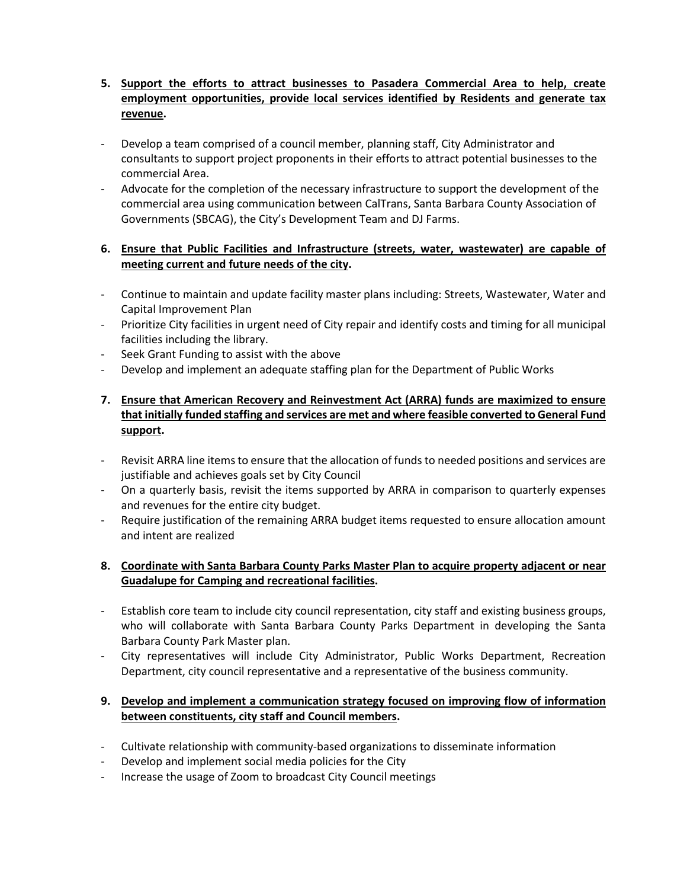5. **<u>Support the efforts to attract businesses to Pasadera Commercial Area to help, create employment opportunities, provide local services identified by Residents and generate tax revenue</u>.**

- Develop a team comprised of a council member, planning staff, City Administrator and consultants to support project proponents in their efforts to attract potential businesses to the commercial Area.
- Advocate for the completion of the necessary infrastructure to support the development of the commercial area using communication between CalTrans, Santa Barbara County Association of Governments (SBCAG), the City's Development Team and DJ Farms.

6. **<u>Ensure that Public Facilities and Infrastructure (streets, water, wastewater) are capable of meeting current and future needs of the city</u>.**

- Continue to maintain and update facility master plans including: Streets, Wastewater, Water and Capital Improvement Plan
- Prioritize City facilities in urgent need of City repair and identify costs and timing for all municipal facilities including the library.
- Seek Grant Funding to assist with the above
- Develop and implement an adequate staffing plan for the Department of Public Works

7. **<u>Ensure that American Recovery and Reinvestment Act (ARRA) funds are maximized to ensure that initially funded staffing and services are met and where feasible converted to General Fund support</u>.**

- Revisit ARRA line items to ensure that the allocation of funds to needed positions and services are justifiable and achieves goals set by City Council
- On a quarterly basis, revisit the items supported by ARRA in comparison to quarterly expenses and revenues for the entire city budget.
- Require justification of the remaining ARRA budget items requested to ensure allocation amount and intent are realized

8. **<u>Coordinate with Santa Barbara County Parks Master Plan to acquire property adjacent or near Guadalupe for Camping and recreational facilities</u>.**

- Establish core team to include city council representation, city staff and existing business groups, who will collaborate with Santa Barbara County Parks Department in developing the Santa Barbara County Park Master plan.
- City representatives will include City Administrator, Public Works Department, Recreation Department, city council representative and a representative of the business community.

9. **<u>Develop and implement a communication strategy focused on improving flow of information between constituents, city staff and Council members</u>.**

- Cultivate relationship with community-based organizations to disseminate information
- Develop and implement social media policies for the City
- Increase the usage of Zoom to broadcast City Council meetings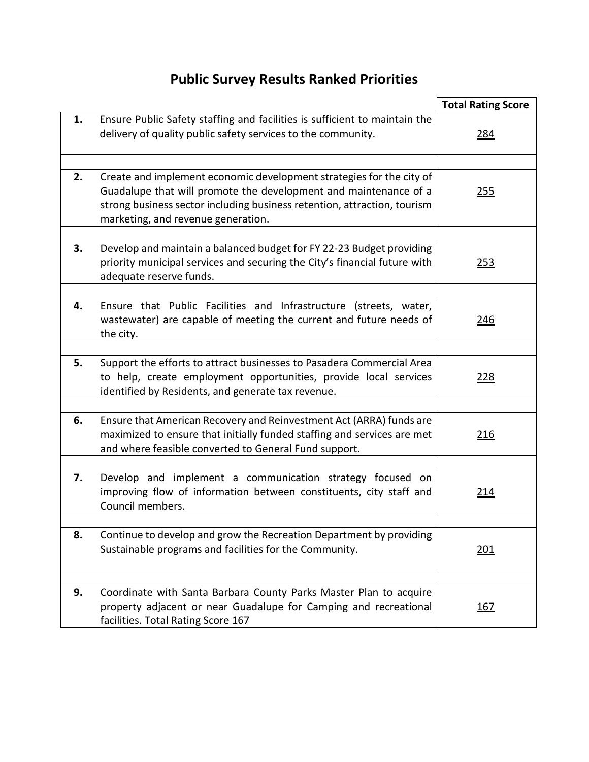# Public Survey Results Ranked Priorities

| | | Total Rating Score |
|---|---|---|
| 1. | Ensure Public Safety staffing and facilities is sufficient to maintain the delivery of quality public safety services to the community. | 284 |
| | | |
| 2. | Create and implement economic development strategies for the city of Guadalupe that will promote the development and maintenance of a strong business sector including business retention, attraction, tourism marketing, and revenue generation. | 255 |
| | | |
| 3. | Develop and maintain a balanced budget for FY 22-23 Budget providing priority municipal services and securing the City's financial future with adequate reserve funds. | 253 |
| | | |
| 4. | Ensure that Public Facilities and Infrastructure (streets, water, wastewater) are capable of meeting the current and future needs of the city. | 246 |
| | | |
| 5. | Support the efforts to attract businesses to Pasadera Commercial Area to help, create employment opportunities, provide local services identified by Residents, and generate tax revenue. | 228 |
| | | |
| 6. | Ensure that American Recovery and Reinvestment Act (ARRA) funds are maximized to ensure that initially funded staffing and services are met and where feasible converted to General Fund support. | 216 |
| | | |
| 7. | Develop and implement a communication strategy focused on improving flow of information between constituents, city staff and Council members. | 214 |
| | | |
| 8. | Continue to develop and grow the Recreation Department by providing Sustainable programs and facilities for the Community. | 201 |
| | | |
| 9. | Coordinate with Santa Barbara County Parks Master Plan to acquire property adjacent or near Guadalupe for Camping and recreational facilities. Total Rating Score 167 | 167 |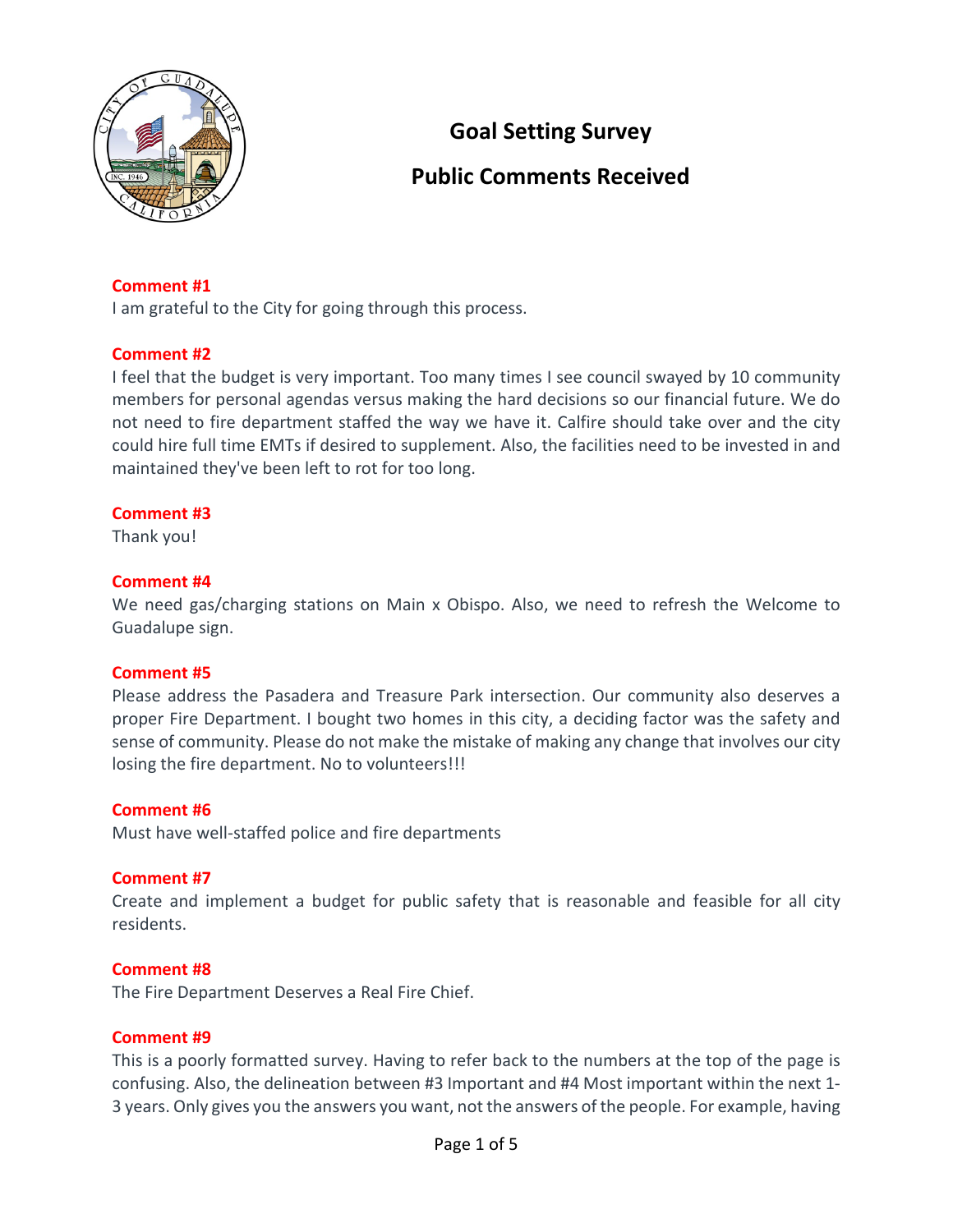# Goal Setting Survey

## Public Comments Received

**Comment #1**
I am grateful to the City for going through this process.

**Comment #2**
I feel that the budget is very important. Too many times I see council swayed by 10 community members for personal agendas versus making the hard decisions so our financial future. We do not need to fire department staffed the way we have it. Calfire should take over and the city could hire full time EMTs if desired to supplement. Also, the facilities need to be invested in and maintained they've been left to rot for too long.

**Comment #3**
Thank you!

**Comment #4**
We need gas/charging stations on Main x Obispo. Also, we need to refresh the Welcome to Guadalupe sign.

**Comment #5**
Please address the Pasadera and Treasure Park intersection. Our community also deserves a proper Fire Department. I bought two homes in this city, a deciding factor was the safety and sense of community. Please do not make the mistake of making any change that involves our city losing the fire department. No to volunteers!!!

**Comment #6**
Must have well-staffed police and fire departments

**Comment #7**
Create and implement a budget for public safety that is reasonable and feasible for all city residents.

**Comment #8**
The Fire Department Deserves a Real Fire Chief.

**Comment #9**
This is a poorly formatted survey. Having to refer back to the numbers at the top of the page is confusing. Also, the delineation between #3 Important and #4 Most important within the next 1-3 years. Only gives you the answers you want, not the answers of the people. For example, having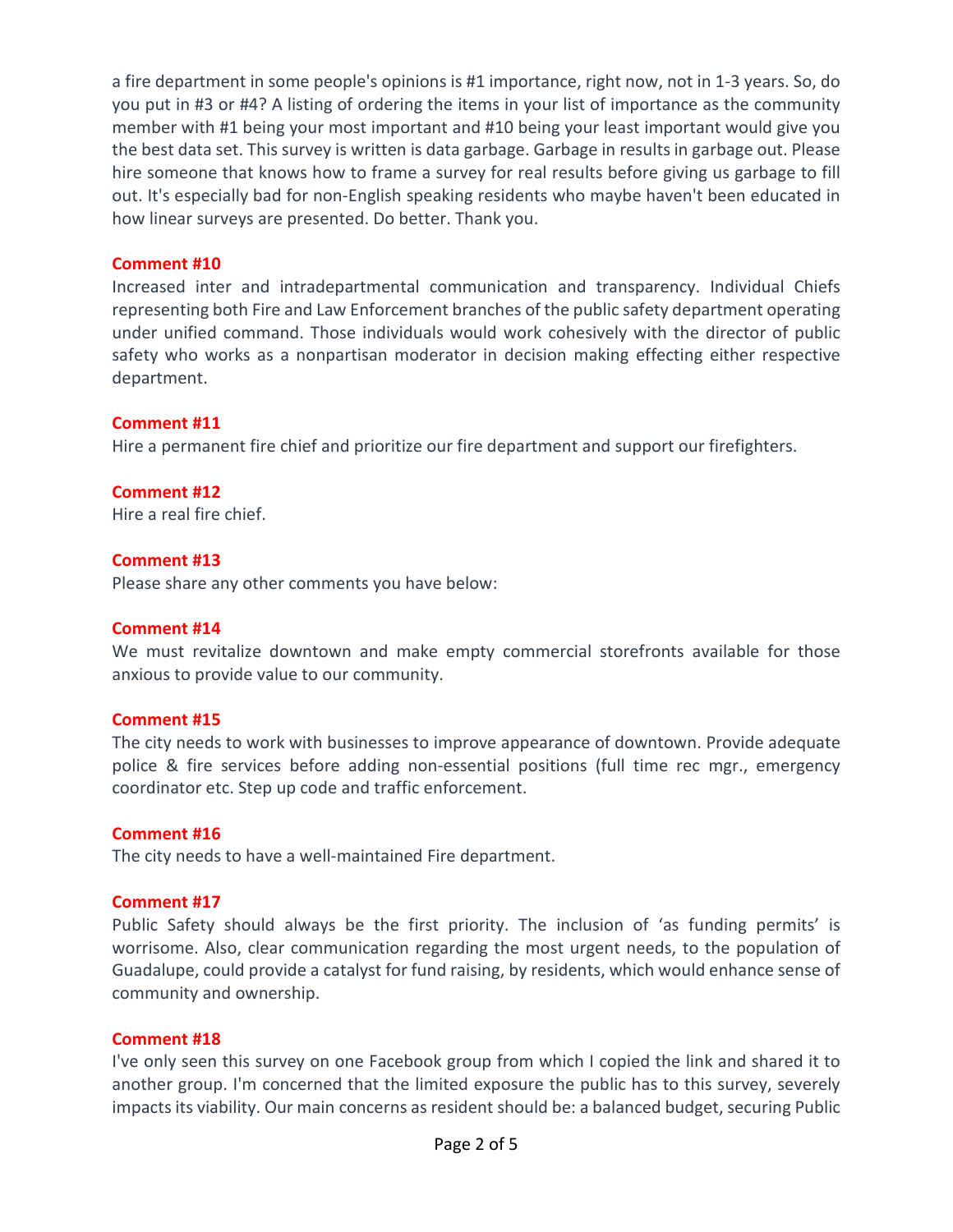a fire department in some people's opinions is #1 importance, right now, not in 1-3 years. So, do you put in #3 or #4? A listing of ordering the items in your list of importance as the community member with #1 being your most important and #10 being your least important would give you the best data set. This survey is written is data garbage. Garbage in results in garbage out. Please hire someone that knows how to frame a survey for real results before giving us garbage to fill out. It's especially bad for non-English speaking residents who maybe haven't been educated in how linear surveys are presented. Do better. Thank you.

**Comment #10**

Increased inter and intradepartmental communication and transparency. Individual Chiefs representing both Fire and Law Enforcement branches of the public safety department operating under unified command. Those individuals would work cohesively with the director of public safety who works as a nonpartisan moderator in decision making effecting either respective department.

**Comment #11**

Hire a permanent fire chief and prioritize our fire department and support our firefighters.

**Comment #12**

Hire a real fire chief.

**Comment #13**

Please share any other comments you have below:

**Comment #14**

We must revitalize downtown and make empty commercial storefronts available for those anxious to provide value to our community.

**Comment #15**

The city needs to work with businesses to improve appearance of downtown. Provide adequate police & fire services before adding non-essential positions (full time rec mgr., emergency coordinator etc. Step up code and traffic enforcement.

**Comment #16**

The city needs to have a well-maintained Fire department.

**Comment #17**

Public Safety should always be the first priority. The inclusion of 'as funding permits' is worrisome. Also, clear communication regarding the most urgent needs, to the population of Guadalupe, could provide a catalyst for fund raising, by residents, which would enhance sense of community and ownership.

**Comment #18**

I've only seen this survey on one Facebook group from which I copied the link and shared it to another group. I'm concerned that the limited exposure the public has to this survey, severely impacts its viability. Our main concerns as resident should be: a balanced budget, securing Public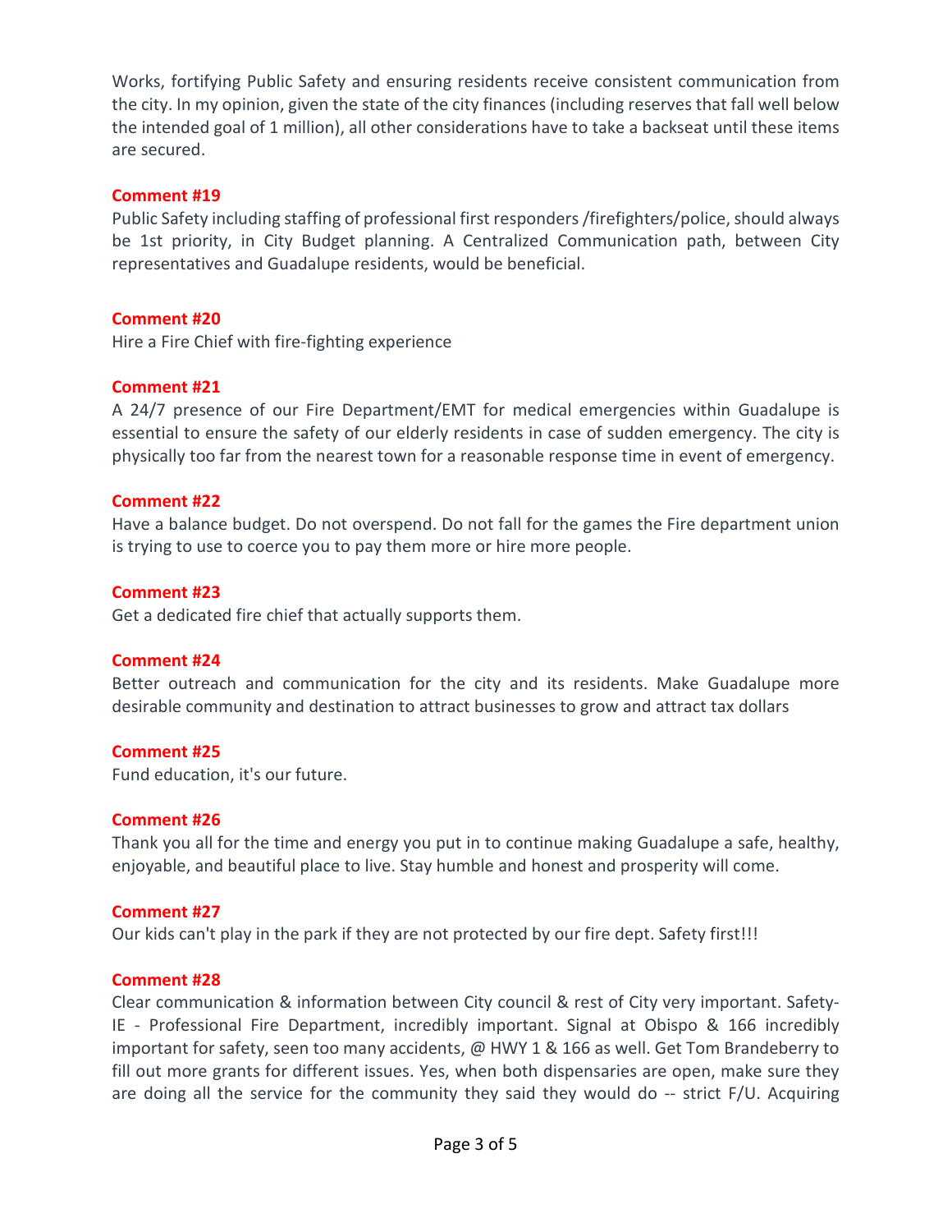Works, fortifying Public Safety and ensuring residents receive consistent communication from the city. In my opinion, given the state of the city finances (including reserves that fall well below the intended goal of 1 million), all other considerations have to take a backseat until these items are secured.

**Comment #19**

Public Safety including staffing of professional first responders /firefighters/police, should always be 1st priority, in City Budget planning. A Centralized Communication path, between City representatives and Guadalupe residents, would be beneficial.

**Comment #20**

Hire a Fire Chief with fire-fighting experience

**Comment #21**

A 24/7 presence of our Fire Department/EMT for medical emergencies within Guadalupe is essential to ensure the safety of our elderly residents in case of sudden emergency. The city is physically too far from the nearest town for a reasonable response time in event of emergency.

**Comment #22**

Have a balance budget. Do not overspend. Do not fall for the games the Fire department union is trying to use to coerce you to pay them more or hire more people.

**Comment #23**

Get a dedicated fire chief that actually supports them.

**Comment #24**

Better outreach and communication for the city and its residents. Make Guadalupe more desirable community and destination to attract businesses to grow and attract tax dollars

**Comment #25**

Fund education, it's our future.

**Comment #26**

Thank you all for the time and energy you put in to continue making Guadalupe a safe, healthy, enjoyable, and beautiful place to live. Stay humble and honest and prosperity will come.

**Comment #27**

Our kids can't play in the park if they are not protected by our fire dept. Safety first!!!

**Comment #28**

Clear communication & information between City council & rest of City very important. Safety-IE - Professional Fire Department, incredibly important. Signal at Obispo & 166 incredibly important for safety, seen too many accidents, @ HWY 1 & 166 as well. Get Tom Brandeberry to fill out more grants for different issues. Yes, when both dispensaries are open, make sure they are doing all the service for the community they said they would do -- strict F/U. Acquiring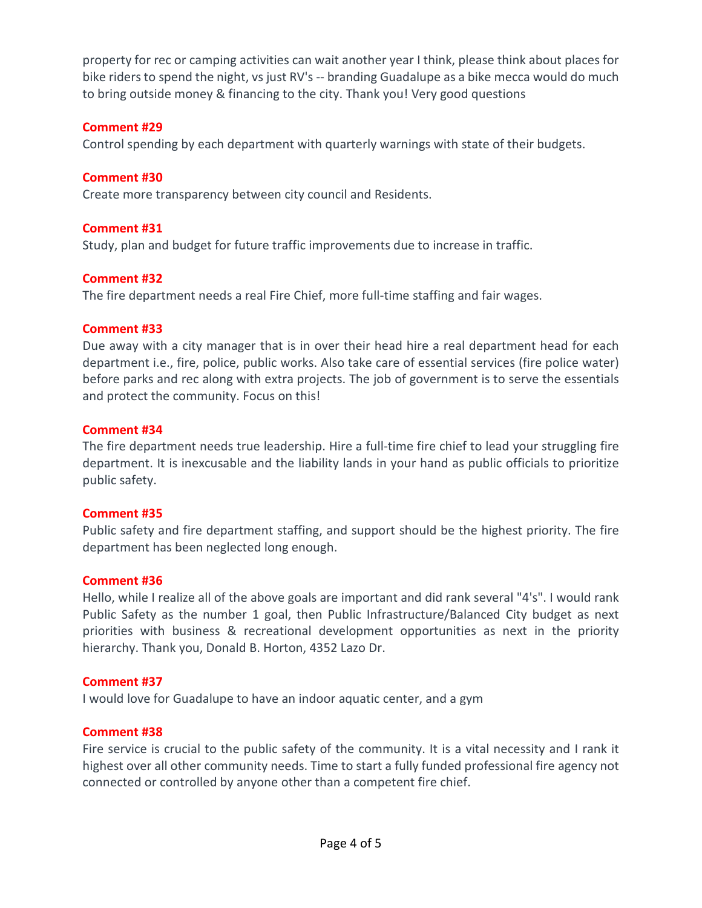property for rec or camping activities can wait another year I think, please think about places for bike riders to spend the night, vs just RV's -- branding Guadalupe as a bike mecca would do much to bring outside money & financing to the city. Thank you! Very good questions

**Comment #29**

Control spending by each department with quarterly warnings with state of their budgets.

**Comment #30**

Create more transparency between city council and Residents.

**Comment #31**

Study, plan and budget for future traffic improvements due to increase in traffic.

**Comment #32**

The fire department needs a real Fire Chief, more full-time staffing and fair wages.

**Comment #33**

Due away with a city manager that is in over their head hire a real department head for each department i.e., fire, police, public works. Also take care of essential services (fire police water) before parks and rec along with extra projects. The job of government is to serve the essentials and protect the community. Focus on this!

**Comment #34**

The fire department needs true leadership. Hire a full-time fire chief to lead your struggling fire department. It is inexcusable and the liability lands in your hand as public officials to prioritize public safety.

**Comment #35**

Public safety and fire department staffing, and support should be the highest priority. The fire department has been neglected long enough.

**Comment #36**

Hello, while I realize all of the above goals are important and did rank several "4's". I would rank Public Safety as the number 1 goal, then Public Infrastructure/Balanced City budget as next priorities with business & recreational development opportunities as next in the priority hierarchy. Thank you, Donald B. Horton, 4352 Lazo Dr.

**Comment #37**

I would love for Guadalupe to have an indoor aquatic center, and a gym

**Comment #38**

Fire service is crucial to the public safety of the community. It is a vital necessity and I rank it highest over all other community needs. Time to start a fully funded professional fire agency not connected or controlled by anyone other than a competent fire chief.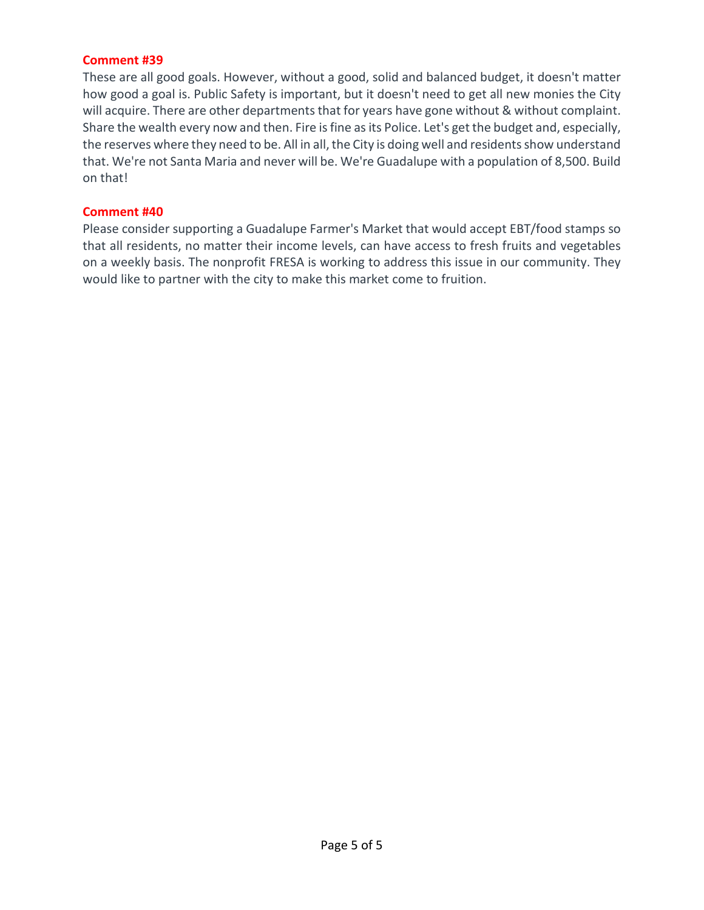**Comment #39**

These are all good goals. However, without a good, solid and balanced budget, it doesn't matter how good a goal is. Public Safety is important, but it doesn't need to get all new monies the City will acquire. There are other departments that for years have gone without & without complaint. Share the wealth every now and then. Fire is fine as its Police. Let's get the budget and, especially, the reserves where they need to be. All in all, the City is doing well and residents show understand that. We're not Santa Maria and never will be. We're Guadalupe with a population of 8,500. Build on that!

**Comment #40**

Please consider supporting a Guadalupe Farmer's Market that would accept EBT/food stamps so that all residents, no matter their income levels, can have access to fresh fruits and vegetables on a weekly basis. The nonprofit FRESA is working to address this issue in our community. They would like to partner with the city to make this market come to fruition.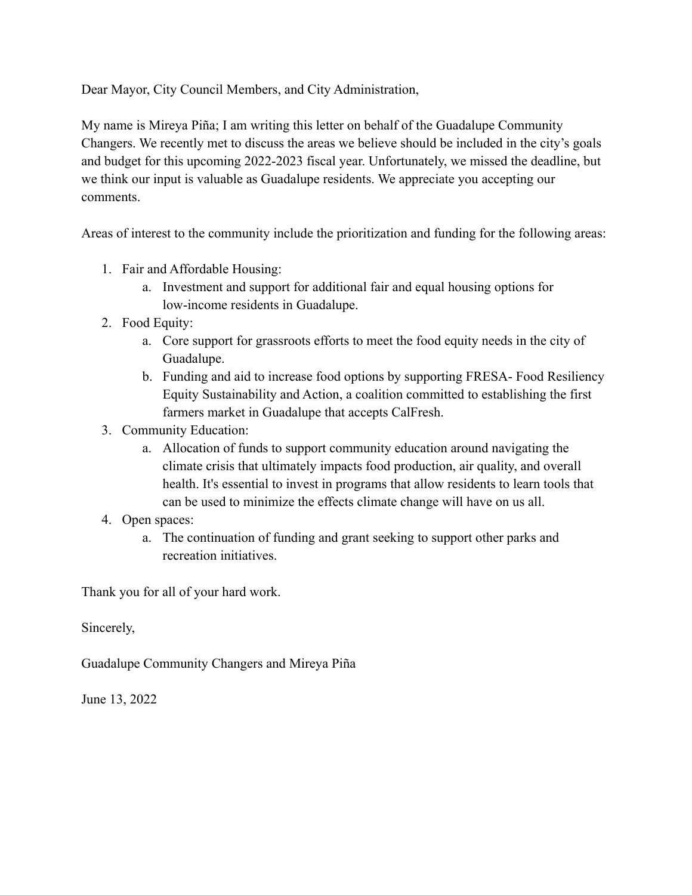Dear Mayor, City Council Members, and City Administration,

My name is Mireya Piña; I am writing this letter on behalf of the Guadalupe Community Changers. We recently met to discuss the areas we believe should be included in the city's goals and budget for this upcoming 2022-2023 fiscal year. Unfortunately, we missed the deadline, but we think our input is valuable as Guadalupe residents. We appreciate you accepting our comments.

Areas of interest to the community include the prioritization and funding for the following areas:

1. Fair and Affordable Housing:
   a. Investment and support for additional fair and equal housing options for low-income residents in Guadalupe.
2. Food Equity:
   a. Core support for grassroots efforts to meet the food equity needs in the city of Guadalupe.
   b. Funding and aid to increase food options by supporting FRESA- Food Resiliency Equity Sustainability and Action, a coalition committed to establishing the first farmers market in Guadalupe that accepts CalFresh.
3. Community Education:
   a. Allocation of funds to support community education around navigating the climate crisis that ultimately impacts food production, air quality, and overall health. It's essential to invest in programs that allow residents to learn tools that can be used to minimize the effects climate change will have on us all.
4. Open spaces:
   a. The continuation of funding and grant seeking to support other parks and recreation initiatives.

Thank you for all of your hard work.

Sincerely,

Guadalupe Community Changers and Mireya Piña

June 13, 2022